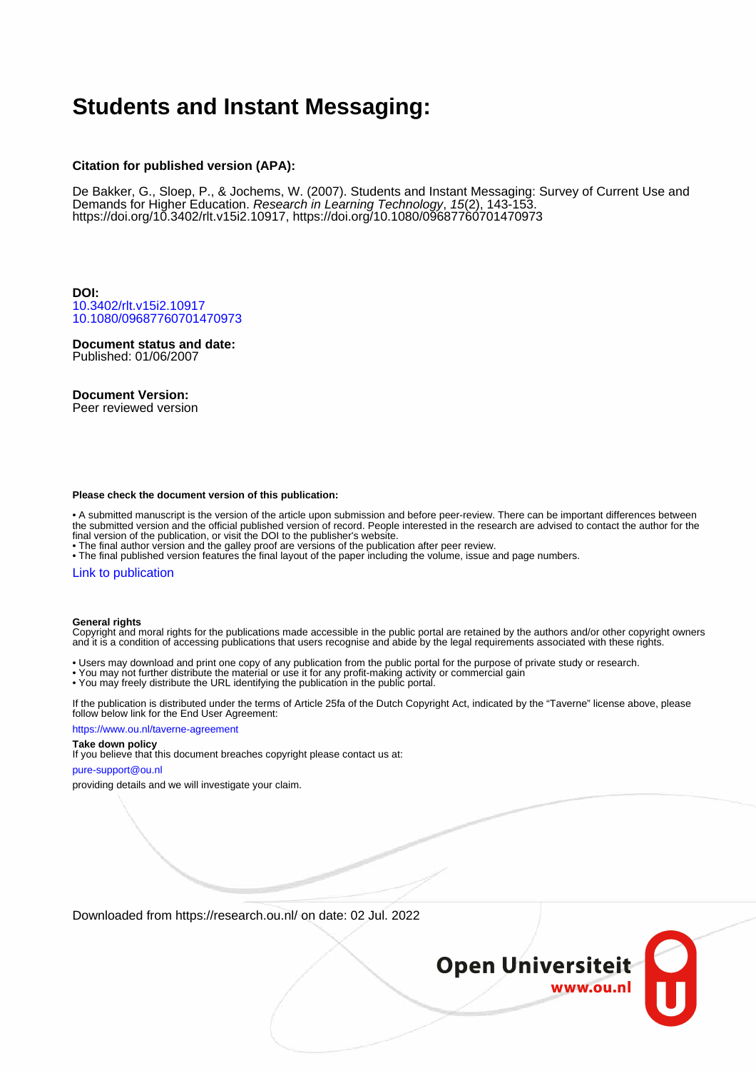# Students and Instant Messaging:

**Citation for published version (APA):**

De Bakker, G., Sloep, P., & Jochems, W. (2007). Students and Instant Messaging: Survey of Current Use and Demands for Higher Education. *Research in Learning Technology*, *15*(2), 143-153. https://doi.org/10.3402/rlt.v15i2.10917, https://doi.org/10.1080/09687760701470973

**DOI:**
10.3402/rlt.v15i2.10917
10.1080/09687760701470973

**Document status and date:**
Published: 01/06/2007

**Document Version:**
Peer reviewed version

**Please check the document version of this publication:**

- A submitted manuscript is the version of the article upon submission and before peer-review. There can be important differences between the submitted version and the official published version of record. People interested in the research are advised to contact the author for the final version of the publication, or visit the DOI to the publisher's website.
- The final author version and the galley proof are versions of the publication after peer review.
- The final published version features the final layout of the paper including the volume, issue and page numbers.

Link to publication

**General rights**
Copyright and moral rights for the publications made accessible in the public portal are retained by the authors and/or other copyright owners and it is a condition of accessing publications that users recognise and abide by the legal requirements associated with these rights.

- Users may download and print one copy of any publication from the public portal for the purpose of private study or research.
- You may not further distribute the material or use it for any profit-making activity or commercial gain
- You may freely distribute the URL identifying the publication in the public portal.

If the publication is distributed under the terms of Article 25fa of the Dutch Copyright Act, indicated by the "Taverne" license above, please follow below link for the End User Agreement:

https://www.ou.nl/taverne-agreement

**Take down policy**
If you believe that this document breaches copyright please contact us at:

pure-support@ou.nl

providing details and we will investigate your claim.

Downloaded from https://research.ou.nl/ on date: 02 Jul. 2022

Open Universiteit
www.ou.nl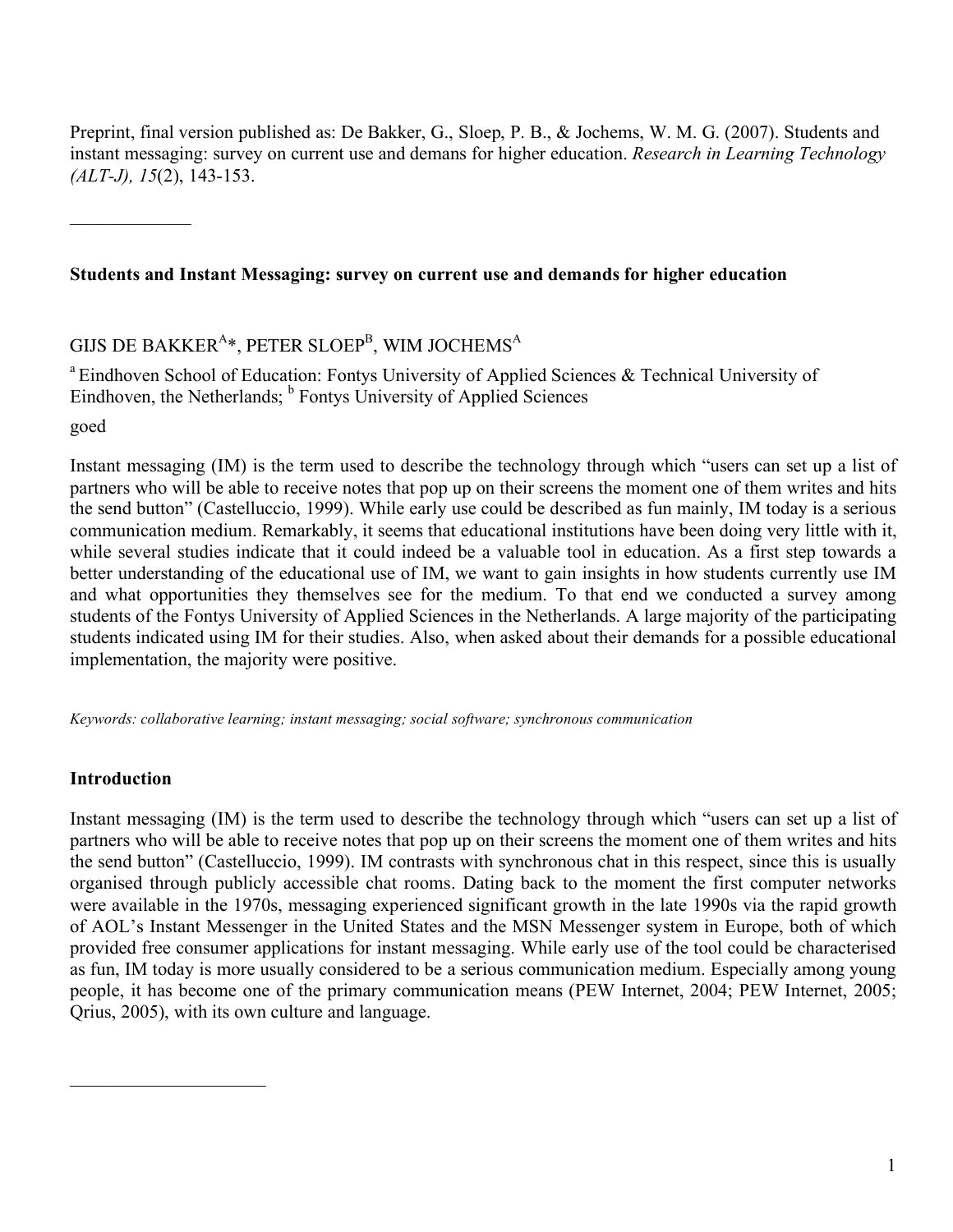Preprint, final version published as: De Bakker, G., Sloep, P. B., & Jochems, W. M. G. (2007). Students and instant messaging: survey on current use and demans for higher education. *Research in Learning Technology (ALT-J), 15*(2), 143-153.

---

**Students and Instant Messaging: survey on current use and demands for higher education**

GIJS DE BAKKER[A]*, PETER SLOEP[B], WIM JOCHEMS[A]

[a] Eindhoven School of Education: Fontys University of Applied Sciences & Technical University of Eindhoven, the Netherlands; [b] Fontys University of Applied Sciences

goed

Instant messaging (IM) is the term used to describe the technology through which "users can set up a list of partners who will be able to receive notes that pop up on their screens the moment one of them writes and hits the send button" (Castelluccio, 1999). While early use could be described as fun mainly, IM today is a serious communication medium. Remarkably, it seems that educational institutions have been doing very little with it, while several studies indicate that it could indeed be a valuable tool in education. As a first step towards a better understanding of the educational use of IM, we want to gain insights in how students currently use IM and what opportunities they themselves see for the medium. To that end we conducted a survey among students of the Fontys University of Applied Sciences in the Netherlands. A large majority of the participating students indicated using IM for their studies. Also, when asked about their demands for a possible educational implementation, the majority were positive.

*Keywords: collaborative learning; instant messaging; social software; synchronous communication*

## Introduction

Instant messaging (IM) is the term used to describe the technology through which "users can set up a list of partners who will be able to receive notes that pop up on their screens the moment one of them writes and hits the send button" (Castelluccio, 1999). IM contrasts with synchronous chat in this respect, since this is usually organised through publicly accessible chat rooms. Dating back to the moment the first computer networks were available in the 1970s, messaging experienced significant growth in the late 1990s via the rapid growth of AOL's Instant Messenger in the United States and the MSN Messenger system in Europe, both of which provided free consumer applications for instant messaging. While early use of the tool could be characterised as fun, IM today is more usually considered to be a serious communication medium. Especially among young people, it has become one of the primary communication means (PEW Internet, 2004; PEW Internet, 2005; Qrius, 2005), with its own culture and language.

---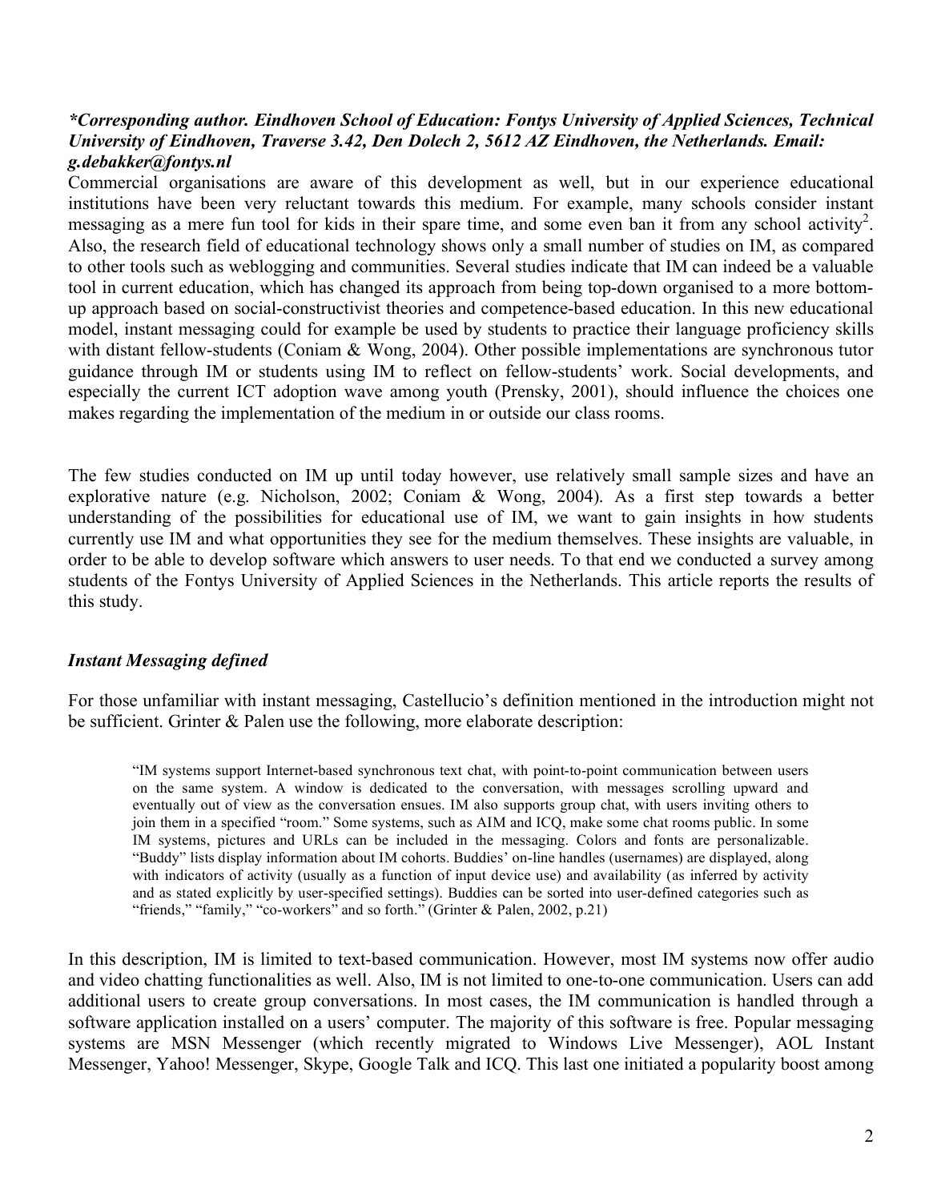*\*Corresponding author. Eindhoven School of Education: Fontys University of Applied Sciences, Technical University of Eindhoven, Traverse 3.42, Den Dolech 2, 5612 AZ Eindhoven, the Netherlands. Email: g.debakker@fontys.nl*

Commercial organisations are aware of this development as well, but in our experience educational institutions have been very reluctant towards this medium. For example, many schools consider instant messaging as a mere fun tool for kids in their spare time, and some even ban it from any school activity[2]. Also, the research field of educational technology shows only a small number of studies on IM, as compared to other tools such as weblogging and communities. Several studies indicate that IM can indeed be a valuable tool in current education, which has changed its approach from being top-down organised to a more bottom-up approach based on social-constructivist theories and competence-based education. In this new educational model, instant messaging could for example be used by students to practice their language proficiency skills with distant fellow-students (Coniam & Wong, 2004). Other possible implementations are synchronous tutor guidance through IM or students using IM to reflect on fellow-students' work. Social developments, and especially the current ICT adoption wave among youth (Prensky, 2001), should influence the choices one makes regarding the implementation of the medium in or outside our class rooms.

The few studies conducted on IM up until today however, use relatively small sample sizes and have an explorative nature (e.g. Nicholson, 2002; Coniam & Wong, 2004). As a first step towards a better understanding of the possibilities for educational use of IM, we want to gain insights in how students currently use IM and what opportunities they see for the medium themselves. These insights are valuable, in order to be able to develop software which answers to user needs. To that end we conducted a survey among students of the Fontys University of Applied Sciences in the Netherlands. This article reports the results of this study.

### *Instant Messaging defined*

For those unfamiliar with instant messaging, Castellucio's definition mentioned in the introduction might not be sufficient. Grinter & Palen use the following, more elaborate description:

> "IM systems support Internet-based synchronous text chat, with point-to-point communication between users on the same system. A window is dedicated to the conversation, with messages scrolling upward and eventually out of view as the conversation ensues. IM also supports group chat, with users inviting others to join them in a specified "room." Some systems, such as AIM and ICQ, make some chat rooms public. In some IM systems, pictures and URLs can be included in the messaging. Colors and fonts are personalizable. "Buddy" lists display information about IM cohorts. Buddies' on-line handles (usernames) are displayed, along with indicators of activity (usually as a function of input device use) and availability (as inferred by activity and as stated explicitly by user-specified settings). Buddies can be sorted into user-defined categories such as "friends," "family," "co-workers" and so forth." (Grinter & Palen, 2002, p.21)

In this description, IM is limited to text-based communication. However, most IM systems now offer audio and video chatting functionalities as well. Also, IM is not limited to one-to-one communication. Users can add additional users to create group conversations. In most cases, the IM communication is handled through a software application installed on a users' computer. The majority of this software is free. Popular messaging systems are MSN Messenger (which recently migrated to Windows Live Messenger), AOL Instant Messenger, Yahoo! Messenger, Skype, Google Talk and ICQ. This last one initiated a popularity boost among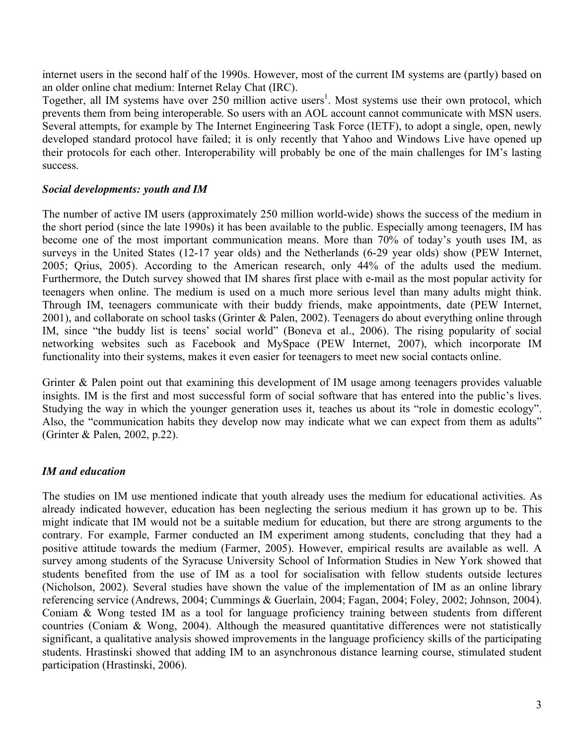internet users in the second half of the 1990s. However, most of the current IM systems are (partly) based on an older online chat medium: Internet Relay Chat (IRC).
Together, all IM systems have over 250 million active users[1]. Most systems use their own protocol, which prevents them from being interoperable. So users with an AOL account cannot communicate with MSN users. Several attempts, for example by The Internet Engineering Task Force (IETF), to adopt a single, open, newly developed standard protocol have failed; it is only recently that Yahoo and Windows Live have opened up their protocols for each other. Interoperability will probably be one of the main challenges for IM's lasting success.

### *Social developments: youth and IM*

The number of active IM users (approximately 250 million world-wide) shows the success of the medium in the short period (since the late 1990s) it has been available to the public. Especially among teenagers, IM has become one of the most important communication means. More than 70% of today's youth uses IM, as surveys in the United States (12-17 year olds) and the Netherlands (6-29 year olds) show (PEW Internet, 2005; Qrius, 2005). According to the American research, only 44% of the adults used the medium. Furthermore, the Dutch survey showed that IM shares first place with e-mail as the most popular activity for teenagers when online. The medium is used on a much more serious level than many adults might think. Through IM, teenagers communicate with their buddy friends, make appointments, date (PEW Internet, 2001), and collaborate on school tasks (Grinter & Palen, 2002). Teenagers do about everything online through IM, since "the buddy list is teens' social world" (Boneva et al., 2006). The rising popularity of social networking websites such as Facebook and MySpace (PEW Internet, 2007), which incorporate IM functionality into their systems, makes it even easier for teenagers to meet new social contacts online.

Grinter & Palen point out that examining this development of IM usage among teenagers provides valuable insights. IM is the first and most successful form of social software that has entered into the public's lives. Studying the way in which the younger generation uses it, teaches us about its "role in domestic ecology". Also, the "communication habits they develop now may indicate what we can expect from them as adults" (Grinter & Palen, 2002, p.22).

### *IM and education*

The studies on IM use mentioned indicate that youth already uses the medium for educational activities. As already indicated however, education has been neglecting the serious medium it has grown up to be. This might indicate that IM would not be a suitable medium for education, but there are strong arguments to the contrary. For example, Farmer conducted an IM experiment among students, concluding that they had a positive attitude towards the medium (Farmer, 2005). However, empirical results are available as well. A survey among students of the Syracuse University School of Information Studies in New York showed that students benefited from the use of IM as a tool for socialisation with fellow students outside lectures (Nicholson, 2002). Several studies have shown the value of the implementation of IM as an online library referencing service (Andrews, 2004; Cummings & Guerlain, 2004; Fagan, 2004; Foley, 2002; Johnson, 2004). Coniam & Wong tested IM as a tool for language proficiency training between students from different countries (Coniam & Wong, 2004). Although the measured quantitative differences were not statistically significant, a qualitative analysis showed improvements in the language proficiency skills of the participating students. Hrastinski showed that adding IM to an asynchronous distance learning course, stimulated student participation (Hrastinski, 2006).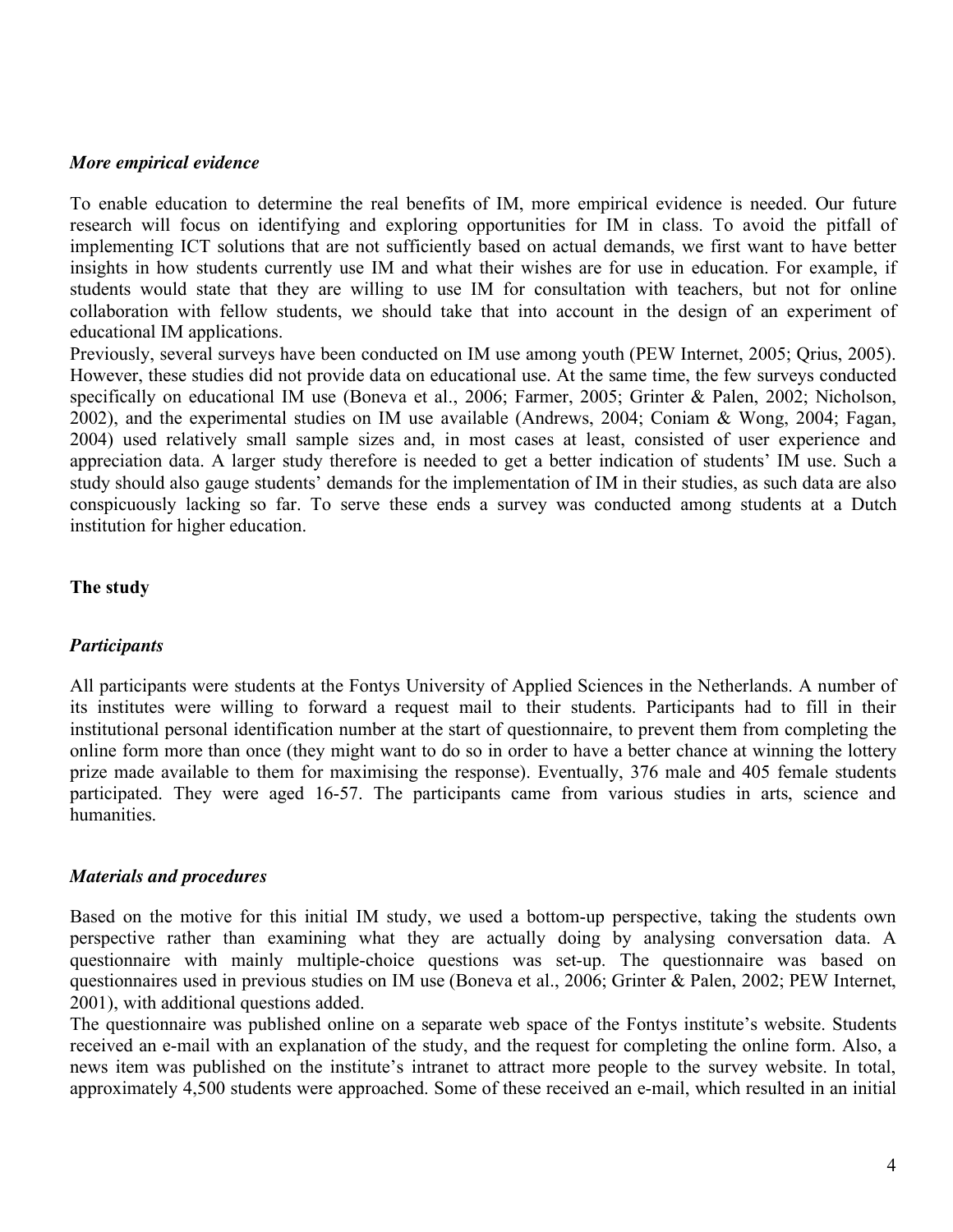### *More empirical evidence*

To enable education to determine the real benefits of IM, more empirical evidence is needed. Our future research will focus on identifying and exploring opportunities for IM in class. To avoid the pitfall of implementing ICT solutions that are not sufficiently based on actual demands, we first want to have better insights in how students currently use IM and what their wishes are for use in education. For example, if students would state that they are willing to use IM for consultation with teachers, but not for online collaboration with fellow students, we should take that into account in the design of an experiment of educational IM applications.

Previously, several surveys have been conducted on IM use among youth (PEW Internet, 2005; Qrius, 2005). However, these studies did not provide data on educational use. At the same time, the few surveys conducted specifically on educational IM use (Boneva et al., 2006; Farmer, 2005; Grinter & Palen, 2002; Nicholson, 2002), and the experimental studies on IM use available (Andrews, 2004; Coniam & Wong, 2004; Fagan, 2004) used relatively small sample sizes and, in most cases at least, consisted of user experience and appreciation data. A larger study therefore is needed to get a better indication of students' IM use. Such a study should also gauge students' demands for the implementation of IM in their studies, as such data are also conspicuously lacking so far. To serve these ends a survey was conducted among students at a Dutch institution for higher education.

## The study

### *Participants*

All participants were students at the Fontys University of Applied Sciences in the Netherlands. A number of its institutes were willing to forward a request mail to their students. Participants had to fill in their institutional personal identification number at the start of questionnaire, to prevent them from completing the online form more than once (they might want to do so in order to have a better chance at winning the lottery prize made available to them for maximising the response). Eventually, 376 male and 405 female students participated. They were aged 16-57. The participants came from various studies in arts, science and humanities.

### *Materials and procedures*

Based on the motive for this initial IM study, we used a bottom-up perspective, taking the students own perspective rather than examining what they are actually doing by analysing conversation data. A questionnaire with mainly multiple-choice questions was set-up. The questionnaire was based on questionnaires used in previous studies on IM use (Boneva et al., 2006; Grinter & Palen, 2002; PEW Internet, 2001), with additional questions added.

The questionnaire was published online on a separate web space of the Fontys institute's website. Students received an e-mail with an explanation of the study, and the request for completing the online form. Also, a news item was published on the institute's intranet to attract more people to the survey website. In total, approximately 4,500 students were approached. Some of these received an e-mail, which resulted in an initial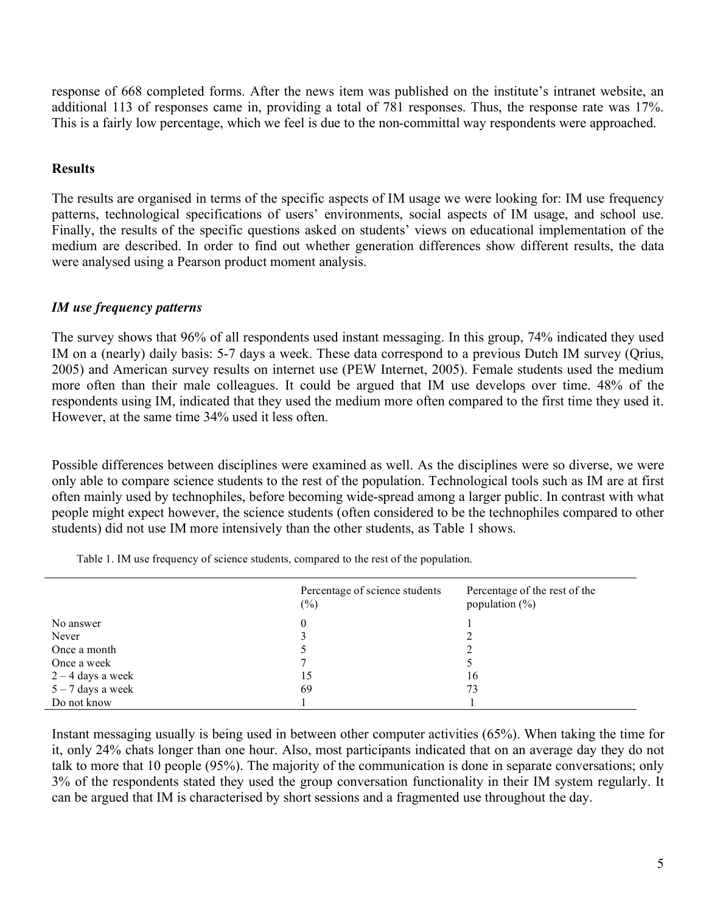response of 668 completed forms. After the news item was published on the institute's intranet website, an additional 113 of responses came in, providing a total of 781 responses. Thus, the response rate was 17%. This is a fairly low percentage, which we feel is due to the non-committal way respondents were approached.

## Results

The results are organised in terms of the specific aspects of IM usage we were looking for: IM use frequency patterns, technological specifications of users' environments, social aspects of IM usage, and school use. Finally, the results of the specific questions asked on students' views on educational implementation of the medium are described. In order to find out whether generation differences show different results, the data were analysed using a Pearson product moment analysis.

### *IM use frequency patterns*

The survey shows that 96% of all respondents used instant messaging. In this group, 74% indicated they used IM on a (nearly) daily basis: 5-7 days a week. These data correspond to a previous Dutch IM survey (Qrius, 2005) and American survey results on internet use (PEW Internet, 2005). Female students used the medium more often than their male colleagues. It could be argued that IM use develops over time. 48% of the respondents using IM, indicated that they used the medium more often compared to the first time they used it. However, at the same time 34% used it less often.

Possible differences between disciplines were examined as well. As the disciplines were so diverse, we were only able to compare science students to the rest of the population. Technological tools such as IM are at first often mainly used by technophiles, before becoming wide-spread among a larger public. In contrast with what people might expect however, the science students (often considered to be the technophiles compared to other students) did not use IM more intensively than the other students, as Table 1 shows.

Table 1. IM use frequency of science students, compared to the rest of the population.

| | Percentage of science students (%) | Percentage of the rest of the population (%) |
|---|---|---|
| No answer | 0 | 1 |
| Never | 3 | 2 |
| Once a month | 5 | 2 |
| Once a week | 7 | 5 |
| 2 – 4 days a week | 15 | 16 |
| 5 – 7 days a week | 69 | 73 |
| Do not know | 1 | 1 |

Instant messaging usually is being used in between other computer activities (65%). When taking the time for it, only 24% chats longer than one hour. Also, most participants indicated that on an average day they do not talk to more that 10 people (95%). The majority of the communication is done in separate conversations; only 3% of the respondents stated they used the group conversation functionality in their IM system regularly. It can be argued that IM is characterised by short sessions and a fragmented use throughout the day.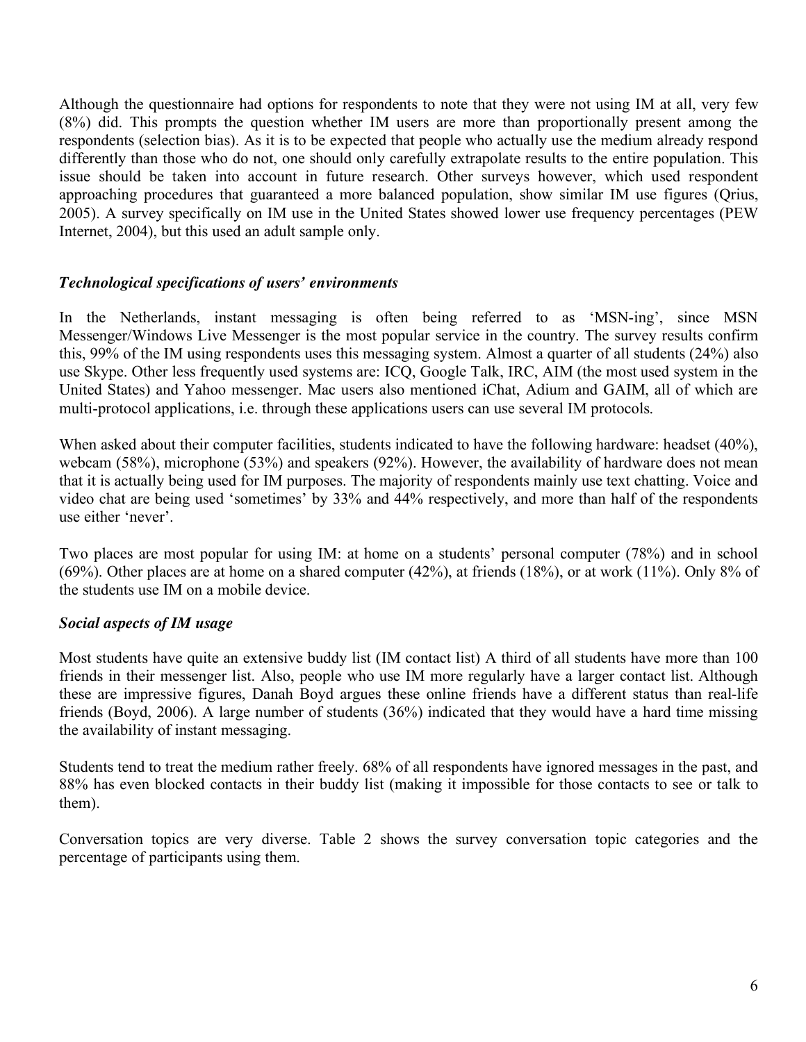Although the questionnaire had options for respondents to note that they were not using IM at all, very few (8%) did. This prompts the question whether IM users are more than proportionally present among the respondents (selection bias). As it is to be expected that people who actually use the medium already respond differently than those who do not, one should only carefully extrapolate results to the entire population. This issue should be taken into account in future research. Other surveys however, which used respondent approaching procedures that guaranteed a more balanced population, show similar IM use figures (Qrius, 2005). A survey specifically on IM use in the United States showed lower use frequency percentages (PEW Internet, 2004), but this used an adult sample only.

### *Technological specifications of users' environments*

In the Netherlands, instant messaging is often being referred to as 'MSN-ing', since MSN Messenger/Windows Live Messenger is the most popular service in the country. The survey results confirm this, 99% of the IM using respondents uses this messaging system. Almost a quarter of all students (24%) also use Skype. Other less frequently used systems are: ICQ, Google Talk, IRC, AIM (the most used system in the United States) and Yahoo messenger. Mac users also mentioned iChat, Adium and GAIM, all of which are multi-protocol applications, i.e. through these applications users can use several IM protocols.

When asked about their computer facilities, students indicated to have the following hardware: headset (40%), webcam (58%), microphone (53%) and speakers (92%). However, the availability of hardware does not mean that it is actually being used for IM purposes. The majority of respondents mainly use text chatting. Voice and video chat are being used 'sometimes' by 33% and 44% respectively, and more than half of the respondents use either 'never'.

Two places are most popular for using IM: at home on a students' personal computer (78%) and in school (69%). Other places are at home on a shared computer (42%), at friends (18%), or at work (11%). Only 8% of the students use IM on a mobile device.

### *Social aspects of IM usage*

Most students have quite an extensive buddy list (IM contact list) A third of all students have more than 100 friends in their messenger list. Also, people who use IM more regularly have a larger contact list. Although these are impressive figures, Danah Boyd argues these online friends have a different status than real-life friends (Boyd, 2006). A large number of students (36%) indicated that they would have a hard time missing the availability of instant messaging.

Students tend to treat the medium rather freely. 68% of all respondents have ignored messages in the past, and 88% has even blocked contacts in their buddy list (making it impossible for those contacts to see or talk to them).

Conversation topics are very diverse. Table 2 shows the survey conversation topic categories and the percentage of participants using them.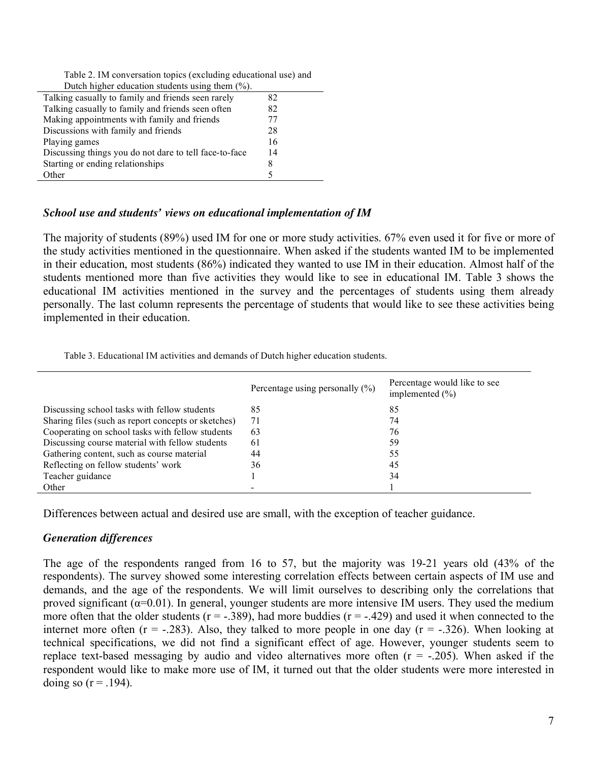Table 2. IM conversation topics (excluding educational use) and Dutch higher education students using them (%).

| | |
|---|---|
| Talking casually to family and friends seen rarely | 82 |
| Talking casually to family and friends seen often | 82 |
| Making appointments with family and friends | 77 |
| Discussions with family and friends | 28 |
| Playing games | 16 |
| Discussing things you do not dare to tell face-to-face | 14 |
| Starting or ending relationships | 8 |
| Other | 5 |

### *School use and students' views on educational implementation of IM*

The majority of students (89%) used IM for one or more study activities. 67% even used it for five or more of the study activities mentioned in the questionnaire. When asked if the students wanted IM to be implemented in their education, most students (86%) indicated they wanted to use IM in their education. Almost half of the students mentioned more than five activities they would like to see in educational IM. Table 3 shows the educational IM activities mentioned in the survey and the percentages of students using them already personally. The last column represents the percentage of students that would like to see these activities being implemented in their education.

Table 3. Educational IM activities and demands of Dutch higher education students.

| | Percentage using personally (%) | Percentage would like to see implemented (%) |
|---|---|---|
| Discussing school tasks with fellow students | 85 | 85 |
| Sharing files (such as report concepts or sketches) | 71 | 74 |
| Cooperating on school tasks with fellow students | 63 | 76 |
| Discussing course material with fellow students | 61 | 59 |
| Gathering content, such as course material | 44 | 55 |
| Reflecting on fellow students' work | 36 | 45 |
| Teacher guidance | 1 | 34 |
| Other | - | 1 |

Differences between actual and desired use are small, with the exception of teacher guidance.

### *Generation differences*

The age of the respondents ranged from 16 to 57, but the majority was 19-21 years old (43% of the respondents). The survey showed some interesting correlation effects between certain aspects of IM use and demands, and the age of the respondents. We will limit ourselves to describing only the correlations that proved significant ($\alpha$=0.01). In general, younger students are more intensive IM users. They used the medium more often that the older students ($r = -.389$), had more buddies ($r = -.429$) and used it when connected to the internet more often ($r = -.283$). Also, they talked to more people in one day ($r = -.326$). When looking at technical specifications, we did not find a significant effect of age. However, younger students seem to replace text-based messaging by audio and video alternatives more often ($r = -.205$). When asked if the respondent would like to make more use of IM, it turned out that the older students were more interested in doing so ($r = .194$).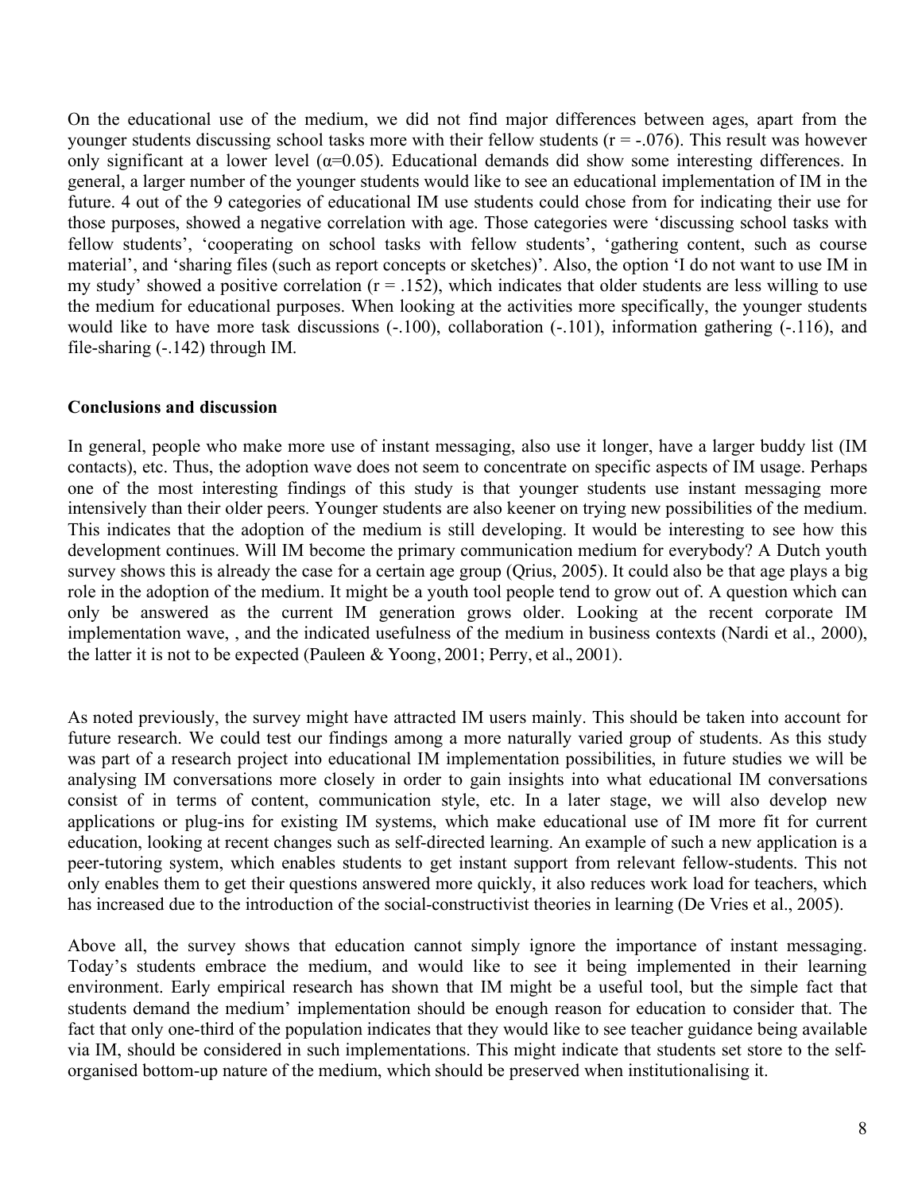On the educational use of the medium, we did not find major differences between ages, apart from the younger students discussing school tasks more with their fellow students ($r = -.076$). This result was however only significant at a lower level ($\alpha=0.05$). Educational demands did show some interesting differences. In general, a larger number of the younger students would like to see an educational implementation of IM in the future. 4 out of the 9 categories of educational IM use students could chose from for indicating their use for those purposes, showed a negative correlation with age. Those categories were 'discussing school tasks with fellow students', 'cooperating on school tasks with fellow students', 'gathering content, such as course material', and 'sharing files (such as report concepts or sketches)'. Also, the option 'I do not want to use IM in my study' showed a positive correlation ($r = .152$), which indicates that older students are less willing to use the medium for educational purposes. When looking at the activities more specifically, the younger students would like to have more task discussions (-.100), collaboration (-.101), information gathering (-.116), and file-sharing (-.142) through IM.

**Conclusions and discussion**

In general, people who make more use of instant messaging, also use it longer, have a larger buddy list (IM contacts), etc. Thus, the adoption wave does not seem to concentrate on specific aspects of IM usage. Perhaps one of the most interesting findings of this study is that younger students use instant messaging more intensively than their older peers. Younger students are also keener on trying new possibilities of the medium. This indicates that the adoption of the medium is still developing. It would be interesting to see how this development continues. Will IM become the primary communication medium for everybody? A Dutch youth survey shows this is already the case for a certain age group (Qrius, 2005). It could also be that age plays a big role in the adoption of the medium. It might be a youth tool people tend to grow out of. A question which can only be answered as the current IM generation grows older. Looking at the recent corporate IM implementation wave, , and the indicated usefulness of the medium in business contexts (Nardi et al., 2000), the latter it is not to be expected (Pauleen & Yoong, 2001; Perry, et al., 2001).

As noted previously, the survey might have attracted IM users mainly. This should be taken into account for future research. We could test our findings among a more naturally varied group of students. As this study was part of a research project into educational IM implementation possibilities, in future studies we will be analysing IM conversations more closely in order to gain insights into what educational IM conversations consist of in terms of content, communication style, etc. In a later stage, we will also develop new applications or plug-ins for existing IM systems, which make educational use of IM more fit for current education, looking at recent changes such as self-directed learning. An example of such a new application is a peer-tutoring system, which enables students to get instant support from relevant fellow-students. This not only enables them to get their questions answered more quickly, it also reduces work load for teachers, which has increased due to the introduction of the social-constructivist theories in learning (De Vries et al., 2005).

Above all, the survey shows that education cannot simply ignore the importance of instant messaging. Today's students embrace the medium, and would like to see it being implemented in their learning environment. Early empirical research has shown that IM might be a useful tool, but the simple fact that students demand the medium' implementation should be enough reason for education to consider that. The fact that only one-third of the population indicates that they would like to see teacher guidance being available via IM, should be considered in such implementations. This might indicate that students set store to the self-organised bottom-up nature of the medium, which should be preserved when institutionalising it.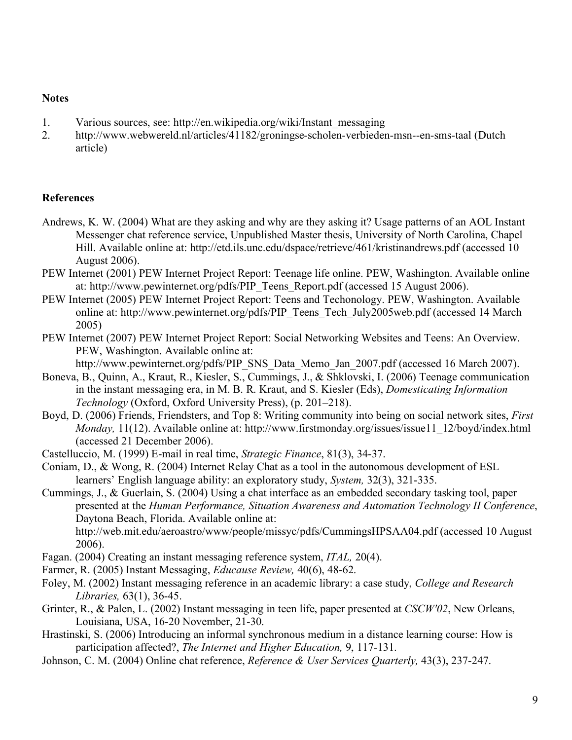## Notes

1. Various sources, see: http://en.wikipedia.org/wiki/Instant_messaging
2. http://www.webwereld.nl/articles/41182/groningse-scholen-verbieden-msn--en-sms-taal (Dutch article)

## References

Andrews, K. W. (2004) What are they asking and why are they asking it? Usage patterns of an AOL Instant Messenger chat reference service, Unpublished Master thesis, University of North Carolina, Chapel Hill. Available online at: http://etd.ils.unc.edu/dspace/retrieve/461/kristinandrews.pdf (accessed 10 August 2006).

PEW Internet (2001) PEW Internet Project Report: Teenage life online. PEW, Washington. Available online at: http://www.pewinternet.org/pdfs/PIP_Teens_Report.pdf (accessed 15 August 2006).

PEW Internet (2005) PEW Internet Project Report: Teens and Techonology. PEW, Washington. Available online at: http://www.pewinternet.org/pdfs/PIP_Teens_Tech_July2005web.pdf (accessed 14 March 2005)

PEW Internet (2007) PEW Internet Project Report: Social Networking Websites and Teens: An Overview. PEW, Washington. Available online at: http://www.pewinternet.org/pdfs/PIP_SNS_Data_Memo_Jan_2007.pdf (accessed 16 March 2007).

Boneva, B., Quinn, A., Kraut, R., Kiesler, S., Cummings, J., & Shklovski, I. (2006) Teenage communication in the instant messaging era, in M. B. R. Kraut, and S. Kiesler (Eds), *Domesticating Information Technology* (Oxford, Oxford University Press), (p. 201–218).

Boyd, D. (2006) Friends, Friendsters, and Top 8: Writing community into being on social network sites, *First Monday,* 11(12). Available online at: http://www.firstmonday.org/issues/issue11_12/boyd/index.html (accessed 21 December 2006).

Castelluccio, M. (1999) E-mail in real time, *Strategic Finance*, 81(3), 34-37.

Coniam, D., & Wong, R. (2004) Internet Relay Chat as a tool in the autonomous development of ESL learners' English language ability: an exploratory study, *System,* 32(3), 321-335.

Cummings, J., & Guerlain, S. (2004) Using a chat interface as an embedded secondary tasking tool, paper presented at the *Human Performance, Situation Awareness and Automation Technology II Conference*, Daytona Beach, Florida. Available online at: http://web.mit.edu/aeroastro/www/people/missyc/pdfs/CummingsHPSAA04.pdf (accessed 10 August 2006).

Fagan. (2004) Creating an instant messaging reference system, *ITAL,* 20(4).

Farmer, R. (2005) Instant Messaging, *Educause Review,* 40(6), 48-62.

Foley, M. (2002) Instant messaging reference in an academic library: a case study, *College and Research Libraries,* 63(1), 36-45.

Grinter, R., & Palen, L. (2002) Instant messaging in teen life, paper presented at *CSCW'02*, New Orleans, Louisiana, USA, 16-20 November, 21-30.

Hrastinski, S. (2006) Introducing an informal synchronous medium in a distance learning course: How is participation affected?, *The Internet and Higher Education,* 9, 117-131.

Johnson, C. M. (2004) Online chat reference, *Reference & User Services Quarterly,* 43(3), 237-247.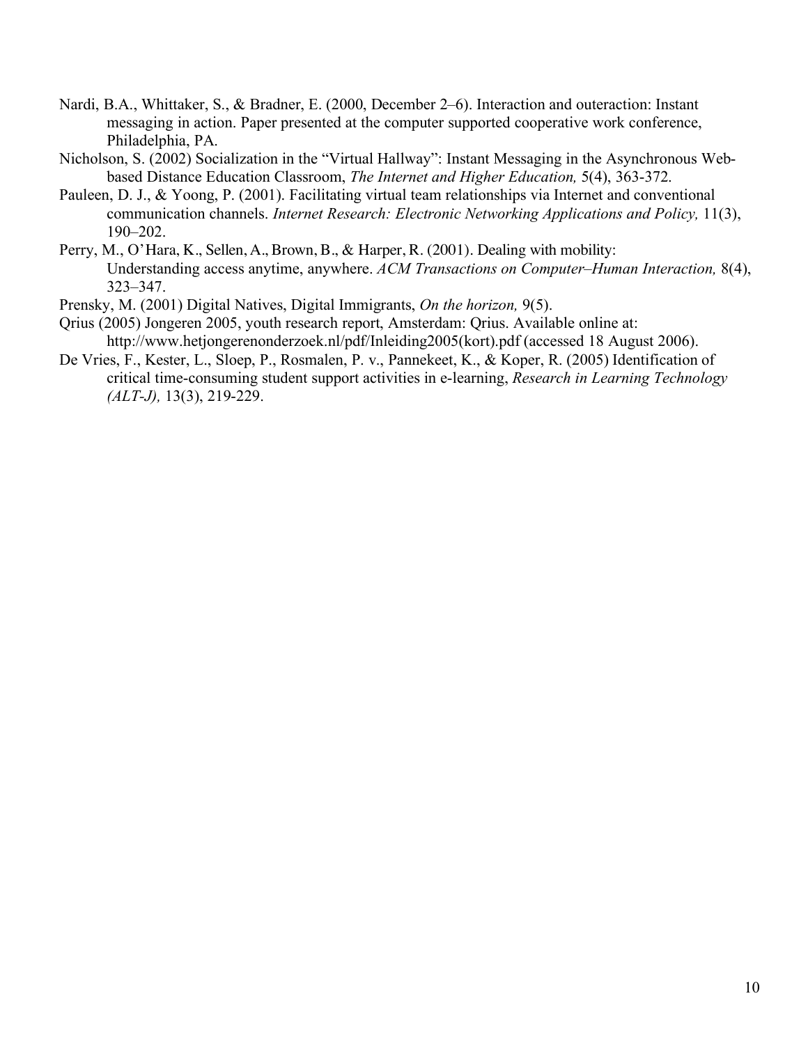Nardi, B.A., Whittaker, S., & Bradner, E. (2000, December 2–6). Interaction and outeraction: Instant messaging in action. Paper presented at the computer supported cooperative work conference, Philadelphia, PA.

Nicholson, S. (2002) Socialization in the "Virtual Hallway": Instant Messaging in the Asynchronous Web-based Distance Education Classroom, *The Internet and Higher Education,* 5(4), 363-372.

Pauleen, D. J., & Yoong, P. (2001). Facilitating virtual team relationships via Internet and conventional communication channels. *Internet Research: Electronic Networking Applications and Policy,* 11(3), 190–202.

Perry, M., O'Hara, K., Sellen, A., Brown, B., & Harper, R. (2001). Dealing with mobility: Understanding access anytime, anywhere. *ACM Transactions on Computer–Human Interaction,* 8(4), 323–347.

Prensky, M. (2001) Digital Natives, Digital Immigrants, *On the horizon,* 9(5).

Qrius (2005) Jongeren 2005, youth research report, Amsterdam: Qrius. Available online at: http://www.hetjongerenonderzoek.nl/pdf/Inleiding2005(kort).pdf (accessed 18 August 2006).

De Vries, F., Kester, L., Sloep, P., Rosmalen, P. v., Pannekeet, K., & Koper, R. (2005) Identification of critical time-consuming student support activities in e-learning, *Research in Learning Technology (ALT-J),* 13(3), 219-229.